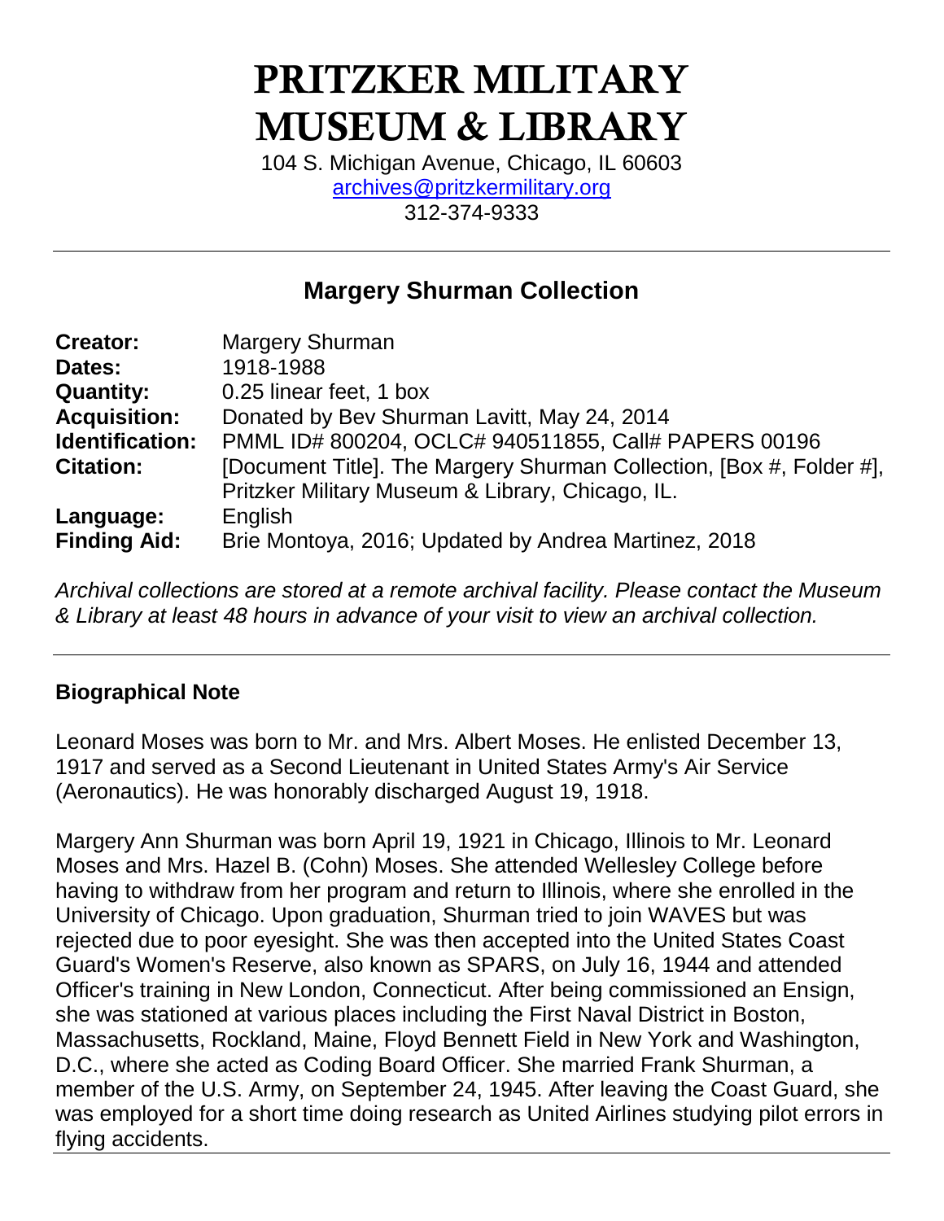# PRITZKER MILITARY MUSEUM & LIBRARY

104 S. Michigan Avenue, Chicago, IL 60603
archives@pritzkermilitary.org
312-374-9333

---

## Margery Shurman Collection

| | |
|---|---|
| **Creator:** | Margery Shurman |
| **Dates:** | 1918-1988 |
| **Quantity:** | 0.25 linear feet, 1 box |
| **Acquisition:** | Donated by Bev Shurman Lavitt, May 24, 2014 |
| **Identification:** | PMML ID# 800204, OCLC# 940511855, Call# PAPERS 00196 |
| **Citation:** | [Document Title]. The Margery Shurman Collection, [Box #, Folder #], Pritzker Military Museum & Library, Chicago, IL. |
| **Language:** | English |
| **Finding Aid:** | Brie Montoya, 2016; Updated by Andrea Martinez, 2018 |

*Archival collections are stored at a remote archival facility. Please contact the Museum & Library at least 48 hours in advance of your visit to view an archival collection.*

---

### Biographical Note

Leonard Moses was born to Mr. and Mrs. Albert Moses. He enlisted December 13, 1917 and served as a Second Lieutenant in United States Army's Air Service (Aeronautics). He was honorably discharged August 19, 1918.

Margery Ann Shurman was born April 19, 1921 in Chicago, Illinois to Mr. Leonard Moses and Mrs. Hazel B. (Cohn) Moses. She attended Wellesley College before having to withdraw from her program and return to Illinois, where she enrolled in the University of Chicago. Upon graduation, Shurman tried to join WAVES but was rejected due to poor eyesight. She was then accepted into the United States Coast Guard's Women's Reserve, also known as SPARS, on July 16, 1944 and attended Officer's training in New London, Connecticut. After being commissioned an Ensign, she was stationed at various places including the First Naval District in Boston, Massachusetts, Rockland, Maine, Floyd Bennett Field in New York and Washington, D.C., where she acted as Coding Board Officer. She married Frank Shurman, a member of the U.S. Army, on September 24, 1945. After leaving the Coast Guard, she was employed for a short time doing research as United Airlines studying pilot errors in flying accidents.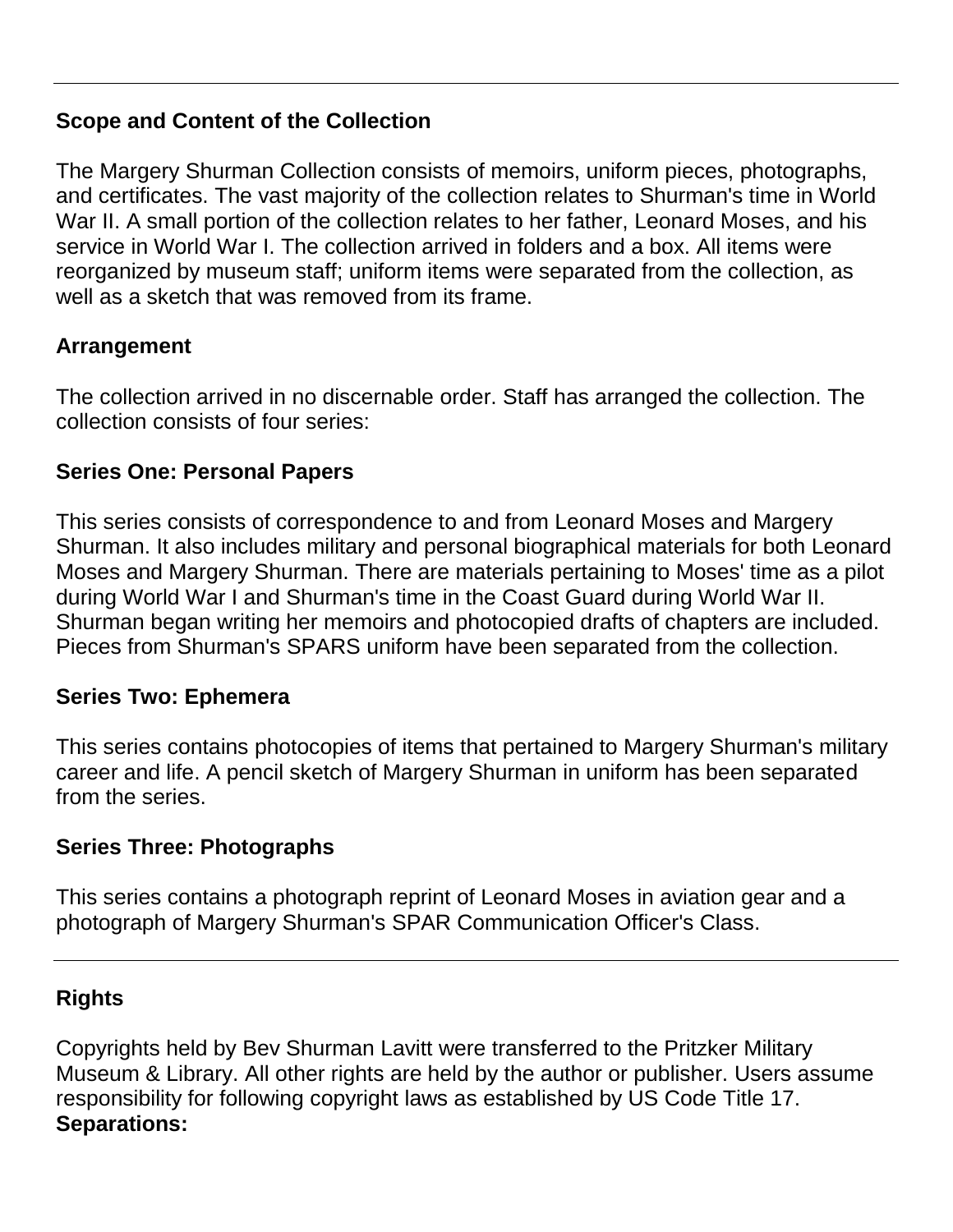## Scope and Content of the Collection

The Margery Shurman Collection consists of memoirs, uniform pieces, photographs, and certificates. The vast majority of the collection relates to Shurman's time in World War II. A small portion of the collection relates to her father, Leonard Moses, and his service in World War I. The collection arrived in folders and a box. All items were reorganized by museum staff; uniform items were separated from the collection, as well as a sketch that was removed from its frame.

## Arrangement

The collection arrived in no discernable order. Staff has arranged the collection. The collection consists of four series:

### Series One: Personal Papers

This series consists of correspondence to and from Leonard Moses and Margery Shurman. It also includes military and personal biographical materials for both Leonard Moses and Margery Shurman. There are materials pertaining to Moses' time as a pilot during World War I and Shurman's time in the Coast Guard during World War II. Shurman began writing her memoirs and photocopied drafts of chapters are included. Pieces from Shurman's SPARS uniform have been separated from the collection.

### Series Two: Ephemera

This series contains photocopies of items that pertained to Margery Shurman's military career and life. A pencil sketch of Margery Shurman in uniform has been separated from the series.

### Series Three: Photographs

This series contains a photograph reprint of Leonard Moses in aviation gear and a photograph of Margery Shurman's SPAR Communication Officer's Class.

---

## Rights

Copyrights held by Bev Shurman Lavitt were transferred to the Pritzker Military Museum & Library. All other rights are held by the author or publisher. Users assume responsibility for following copyright laws as established by US Code Title 17.
**Separations:**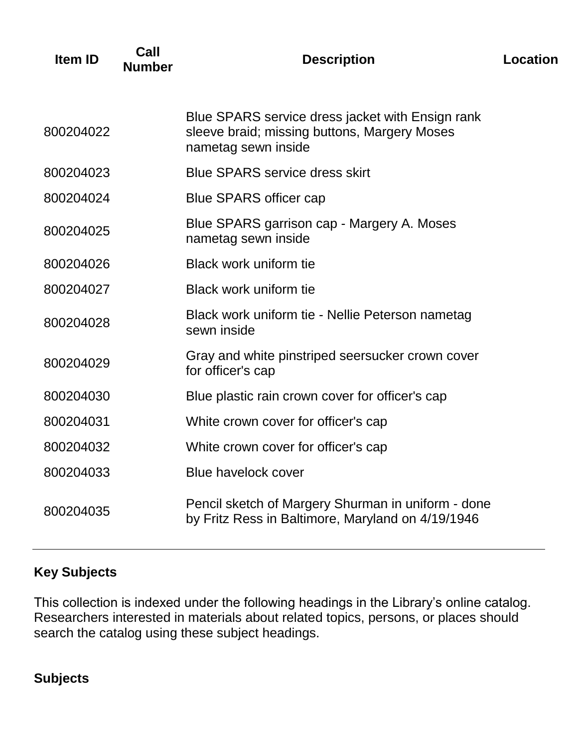| Item ID | Call Number | Description | Location |
| --- | --- | --- | --- |
| 800204022 | | Blue SPARS service dress jacket with Ensign rank sleeve braid; missing buttons, Margery Moses nametag sewn inside | |
| 800204023 | | Blue SPARS service dress skirt | |
| 800204024 | | Blue SPARS officer cap | |
| 800204025 | | Blue SPARS garrison cap - Margery A. Moses nametag sewn inside | |
| 800204026 | | Black work uniform tie | |
| 800204027 | | Black work uniform tie | |
| 800204028 | | Black work uniform tie - Nellie Peterson nametag sewn inside | |
| 800204029 | | Gray and white pinstriped seersucker crown cover for officer's cap | |
| 800204030 | | Blue plastic rain crown cover for officer's cap | |
| 800204031 | | White crown cover for officer's cap | |
| 800204032 | | White crown cover for officer's cap | |
| 800204033 | | Blue havelock cover | |
| 800204035 | | Pencil sketch of Margery Shurman in uniform - done by Fritz Ress in Baltimore, Maryland on 4/19/1946 | |

---

## Key Subjects

This collection is indexed under the following headings in the Library's online catalog. Researchers interested in materials about related topics, persons, or places should search the catalog using these subject headings.

### Subjects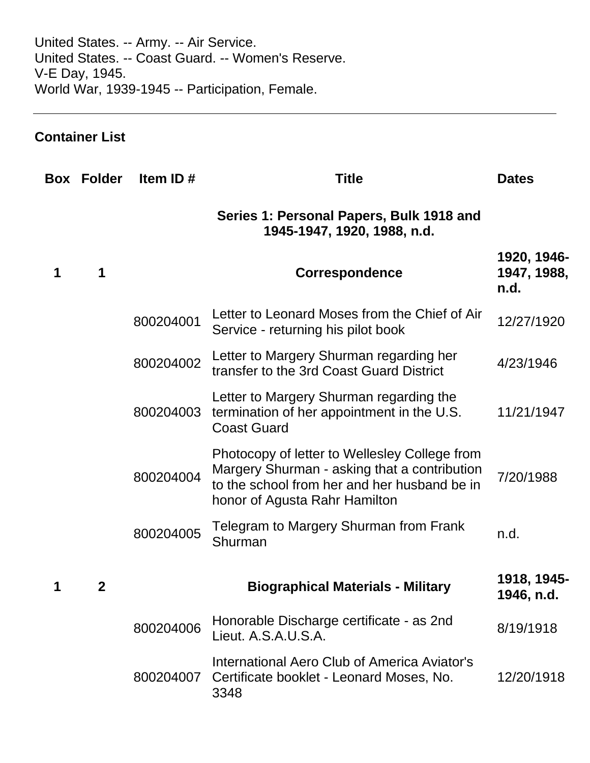United States. -- Army. -- Air Service.
United States. -- Coast Guard. -- Women's Reserve.
V-E Day, 1945.
World War, 1939-1945 -- Participation, Female.

---

## Container List

| Box | Folder | Item ID # | Title | Dates |
|---|---|---|---|---|
| | | | **Series 1: Personal Papers, Bulk 1918 and 1945-1947, 1920, 1988, n.d.** | |
| **1** | **1** | | **Correspondence** | **1920, 1946-1947, 1988, n.d.** |
| | | 800204001 | Letter to Leonard Moses from the Chief of Air Service - returning his pilot book | 12/27/1920 |
| | | 800204002 | Letter to Margery Shurman regarding her transfer to the 3rd Coast Guard District | 4/23/1946 |
| | | 800204003 | Letter to Margery Shurman regarding the termination of her appointment in the U.S. Coast Guard | 11/21/1947 |
| | | 800204004 | Photocopy of letter to Wellesley College from Margery Shurman - asking that a contribution to the school from her and her husband be in honor of Agusta Rahr Hamilton | 7/20/1988 |
| | | 800204005 | Telegram to Margery Shurman from Frank Shurman | n.d. |
| **1** | **2** | | **Biographical Materials - Military** | **1918, 1945-1946, n.d.** |
| | | 800204006 | Honorable Discharge certificate - as 2nd Lieut. A.S.A.U.S.A. | 8/19/1918 |
| | | 800204007 | International Aero Club of America Aviator's Certificate booklet - Leonard Moses, No. 3348 | 12/20/1918 |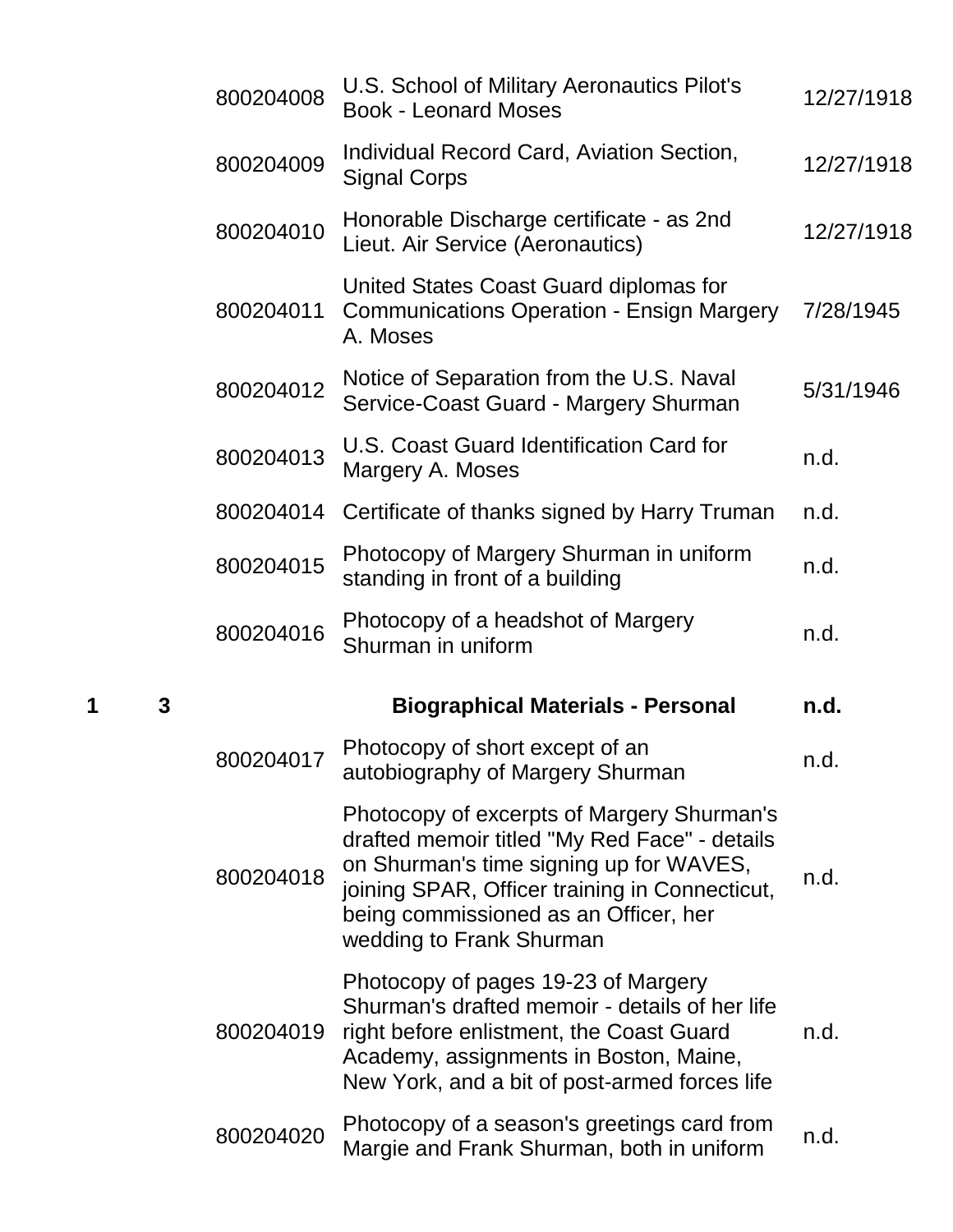| Box | Folder | Item ID | Description | Date |
|---|---|---|---|---|
| | | 800204008 | U.S. School of Military Aeronautics Pilot's Book - Leonard Moses | 12/27/1918 |
| | | 800204009 | Individual Record Card, Aviation Section, Signal Corps | 12/27/1918 |
| | | 800204010 | Honorable Discharge certificate - as 2nd Lieut. Air Service (Aeronautics) | 12/27/1918 |
| | | 800204011 | United States Coast Guard diplomas for Communications Operation - Ensign Margery A. Moses | 7/28/1945 |
| | | 800204012 | Notice of Separation from the U.S. Naval Service-Coast Guard - Margery Shurman | 5/31/1946 |
| | | 800204013 | U.S. Coast Guard Identification Card for Margery A. Moses | n.d. |
| | | 800204014 | Certificate of thanks signed by Harry Truman | n.d. |
| | | 800204015 | Photocopy of Margery Shurman in uniform standing in front of a building | n.d. |
| | | 800204016 | Photocopy of a headshot of Margery Shurman in uniform | n.d. |
| **1** | **3** | | **Biographical Materials - Personal** | **n.d.** |
| | | 800204017 | Photocopy of short except of an autobiography of Margery Shurman | n.d. |
| | | 800204018 | Photocopy of excerpts of Margery Shurman's drafted memoir titled "My Red Face" - details on Shurman's time signing up for WAVES, joining SPAR, Officer training in Connecticut, being commissioned as an Officer, her wedding to Frank Shurman | n.d. |
| | | 800204019 | Photocopy of pages 19-23 of Margery Shurman's drafted memoir - details of her life right before enlistment, the Coast Guard Academy, assignments in Boston, Maine, New York, and a bit of post-armed forces life | n.d. |
| | | 800204020 | Photocopy of a season's greetings card from Margie and Frank Shurman, both in uniform | n.d. |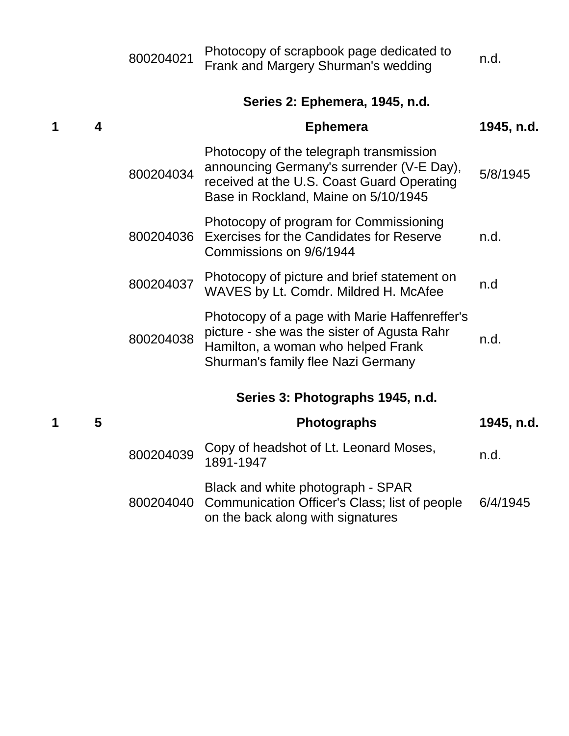| | | | | |
|---|---|---|---|---|
| | | 800204021 | Photocopy of scrapbook page dedicated to Frank and Margery Shurman's wedding | n.d. |

### Series 2: Ephemera, 1945, n.d.

| | | | | |
|---|---|---|---|---|
| **1** | **4** | | **Ephemera** | **1945, n.d.** |
| | | 800204034 | Photocopy of the telegraph transmission announcing Germany's surrender (V-E Day), received at the U.S. Coast Guard Operating Base in Rockland, Maine on 5/10/1945 | 5/8/1945 |
| | | 800204036 | Photocopy of program for Commissioning Exercises for the Candidates for Reserve Commissions on 9/6/1944 | n.d. |
| | | 800204037 | Photocopy of picture and brief statement on WAVES by Lt. Comdr. Mildred H. McAfee | n.d |
| | | 800204038 | Photocopy of a page with Marie Haffenreffer's picture - she was the sister of Agusta Rahr Hamilton, a woman who helped Frank Shurman's family flee Nazi Germany | n.d. |

### Series 3: Photographs 1945, n.d.

| | | | | |
|---|---|---|---|---|
| **1** | **5** | | **Photographs** | **1945, n.d.** |
| | | 800204039 | Copy of headshot of Lt. Leonard Moses, 1891-1947 | n.d. |
| | | 800204040 | Black and white photograph - SPAR Communication Officer's Class; list of people on the back along with signatures | 6/4/1945 |